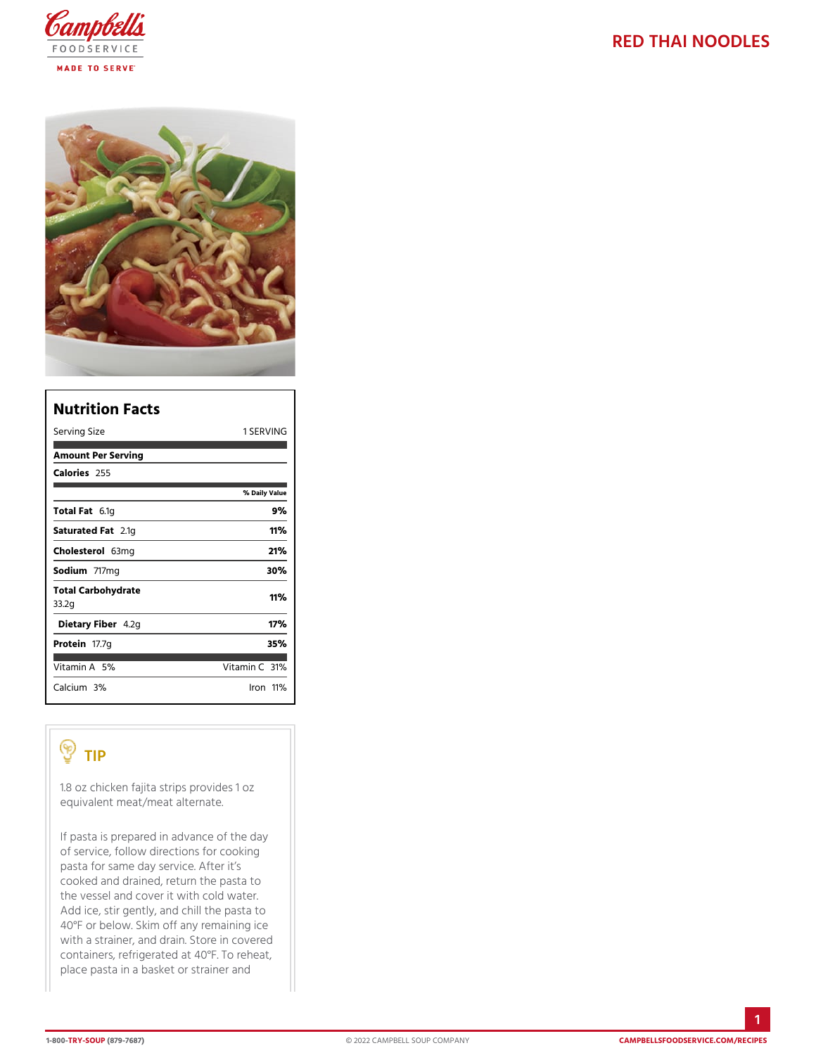# RED THAI NOODLES

## Nutrition Facts

| Serving Size | 1 SERVING |
|---|---|
| **Amount Per Serving** | |
| **Calories** 255 | |
| | **% Daily Value** |
| **Total Fat** 6.1g | **9%** |
| **Saturated Fat** 2.1g | **11%** |
| **Cholesterol** 63mg | **21%** |
| **Sodium** 717mg | **30%** |
| **Total Carbohydrate** 33.2g | **11%** |
| **Dietary Fiber** 4.2g | **17%** |
| **Protein** 17.7g | **35%** |
| Vitamin A 5% | Vitamin C 31% |
| Calcium 3% | Iron 11% |

## TIP

1.8 oz chicken fajita strips provides 1 oz equivalent meat/meat alternate.

If pasta is prepared in advance of the day of service, follow directions for cooking pasta for same day service. After it's cooked and drained, return the pasta to the vessel and cover it with cold water. Add ice, stir gently, and chill the pasta to 40°F or below. Skim off any remaining ice with a strainer, and drain. Store in covered containers, refrigerated at 40°F. To reheat, place pasta in a basket or strainer and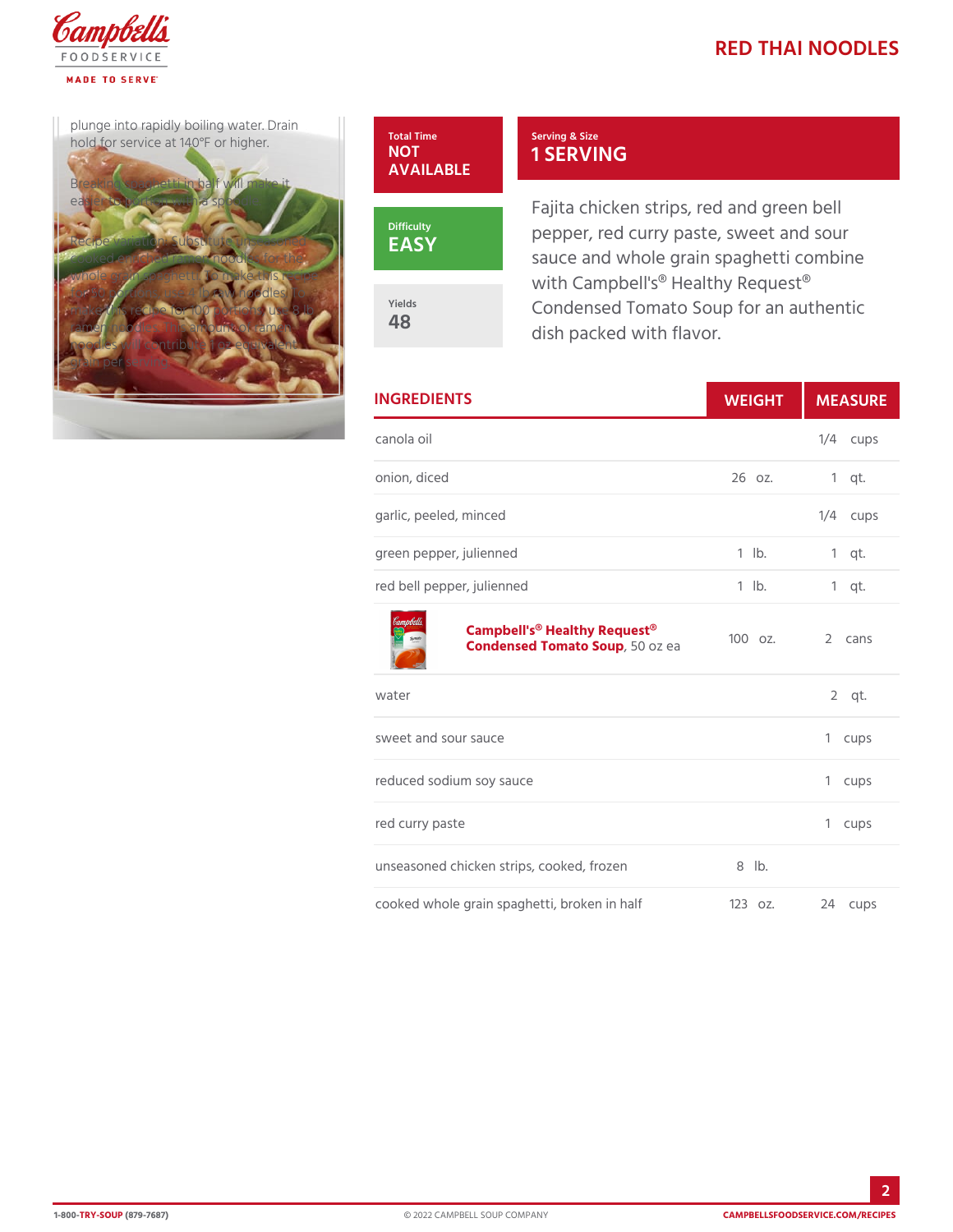# RED THAI NOODLES

plunge into rapidly boiling water. Drain hold for service at 140°F or higher.

Breaking spaghetti in half will make it easier to portion with a spoodle.

Recipe variation: Substitute the 123 oz cooked enriched ramen noodles for the whole grain spaghetti to make this recipe. To fully portion, use 4 lb raw noodles. To make this recipe for 100 portions, use 8 lb ramen noodles. This amount of ramen noodles will contribute 1 oz equivalent grain per serving.

**Total Time**
NOT AVAILABLE

**Difficulty**
EASY

**Yields**
48

**Serving & Size**
1 SERVING

Fajita chicken strips, red and green bell pepper, red curry paste, sweet and sour sauce and whole grain spaghetti combine with Campbell's® Healthy Request® Condensed Tomato Soup for an authentic dish packed with flavor.

| INGREDIENTS | WEIGHT | MEASURE |
|---|---|---|
| canola oil | | 1/4 cups |
| onion, diced | 26 oz. | 1 qt. |
| garlic, peeled, minced | | 1/4 cups |
| green pepper, julienned | 1 lb. | 1 qt. |
| red bell pepper, julienned | 1 lb. | 1 qt. |
| **Campbell's® Healthy Request® Condensed Tomato Soup**, 50 oz ea | 100 oz. | 2 cans |
| water | | 2 qt. |
| sweet and sour sauce | | 1 cups |
| reduced sodium soy sauce | | 1 cups |
| red curry paste | | 1 cups |
| unseasoned chicken strips, cooked, frozen | 8 lb. | |
| cooked whole grain spaghetti, broken in half | 123 oz. | 24 cups |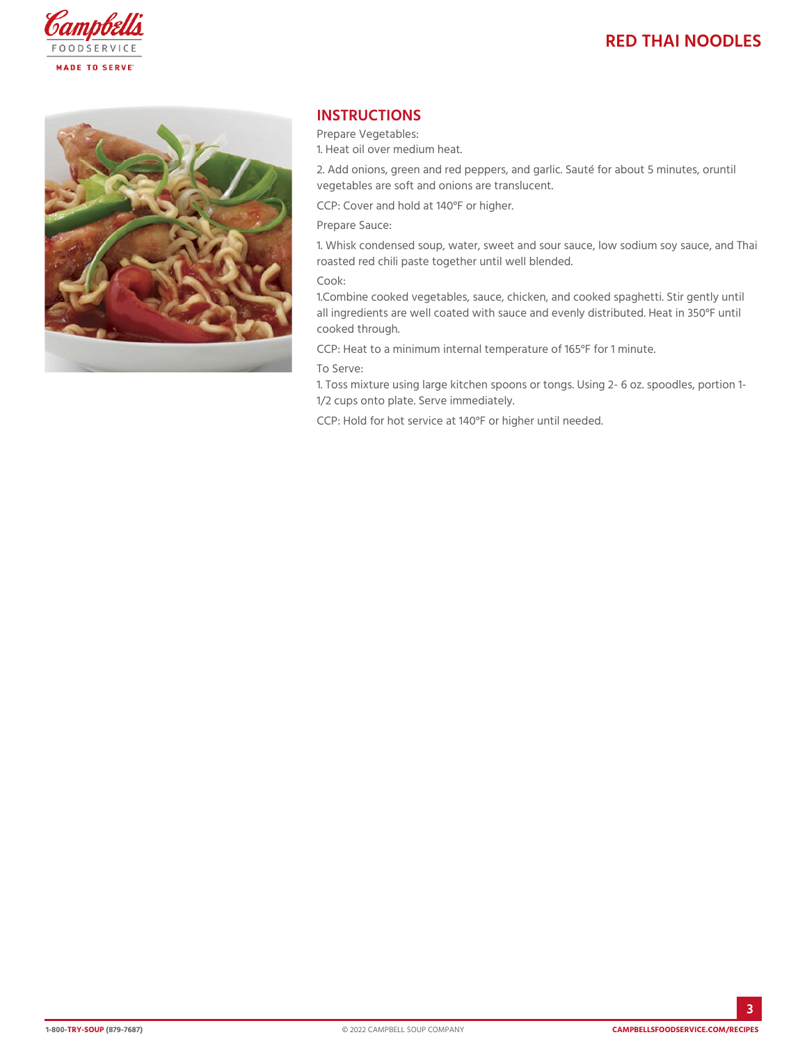## INSTRUCTIONS

Prepare Vegetables:

1. Heat oil over medium heat.
2. Add onions, green and red peppers, and garlic. Sauté for about 5 minutes, oruntil vegetables are soft and onions are translucent.

CCP: Cover and hold at 140°F or higher.

Prepare Sauce:

1. Whisk condensed soup, water, sweet and sour sauce, low sodium soy sauce, and Thai roasted red chili paste together until well blended.

Cook:

1.Combine cooked vegetables, sauce, chicken, and cooked spaghetti. Stir gently until all ingredients are well coated with sauce and evenly distributed. Heat in 350°F until cooked through.

CCP: Heat to a minimum internal temperature of 165°F for 1 minute.

To Serve:

1. Toss mixture using large kitchen spoons or tongs. Using 2- 6 oz. spoodles, portion 1-1/2 cups onto plate. Serve immediately.

CCP: Hold for hot service at 140°F or higher until needed.